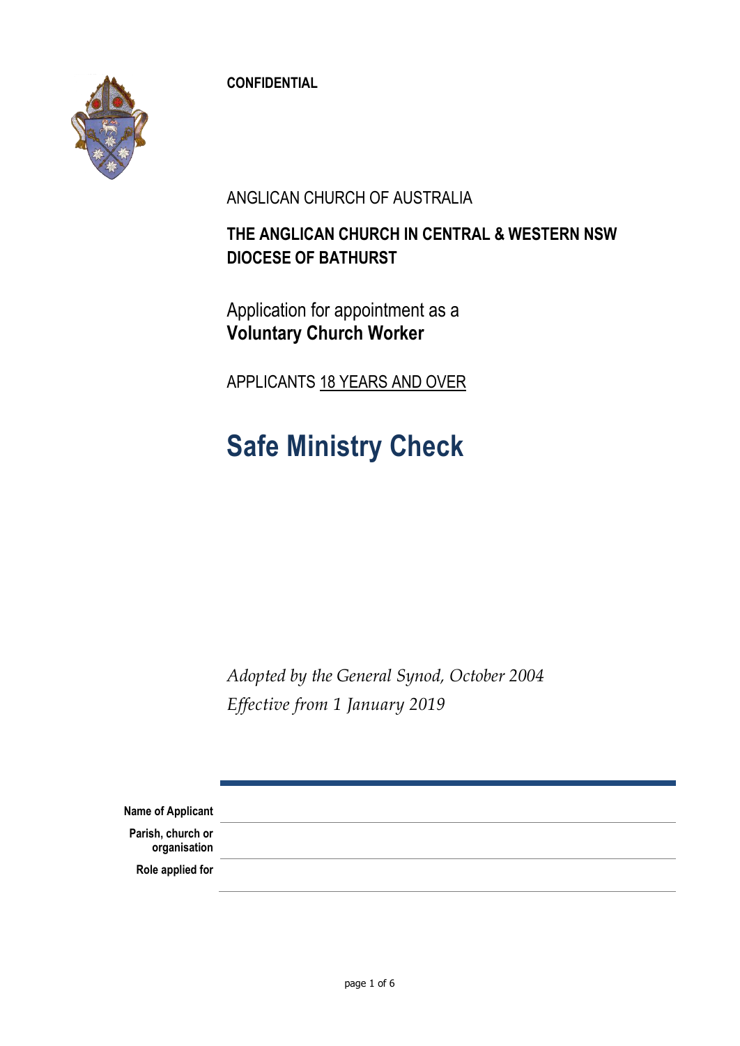**CONFIDENTIAL**

ANGLICAN CHURCH OF AUSTRALIA

**THE ANGLICAN CHURCH IN CENTRAL & WESTERN NSW**
**DIOCESE OF BATHURST**

Application for appointment as a
**Voluntary Church Worker**

APPLICANTS 18 YEARS AND OVER

# Safe Ministry Check

*Adopted by the General Synod, October 2004*
*Effective from 1 January 2019*

| | |
|---|---|
| **Name of Applicant** | |
| **Parish, church or organisation** | |
| **Role applied for** | |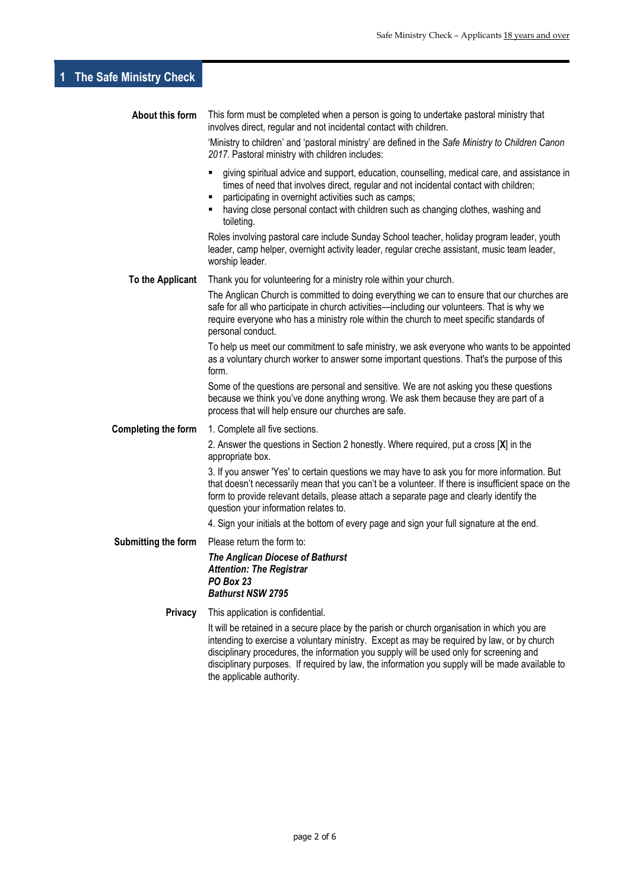# 1 The Safe Ministry Check

**About this form**

This form must be completed when a person is going to undertake pastoral ministry that involves direct, regular and not incidental contact with children.

'Ministry to children' and 'pastoral ministry' are defined in the *Safe Ministry to Children Canon 2017*. Pastoral ministry with children includes:

- giving spiritual advice and support, education, counselling, medical care, and assistance in times of need that involves direct, regular and not incidental contact with children;
- participating in overnight activities such as camps;
- having close personal contact with children such as changing clothes, washing and toileting.

Roles involving pastoral care include Sunday School teacher, holiday program leader, youth leader, camp helper, overnight activity leader, regular creche assistant, music team leader, worship leader.

**To the Applicant**

Thank you for volunteering for a ministry role within your church.

The Anglican Church is committed to doing everything we can to ensure that our churches are safe for all who participate in church activities—including our volunteers. That is why we require everyone who has a ministry role within the church to meet specific standards of personal conduct.

To help us meet our commitment to safe ministry, we ask everyone who wants to be appointed as a voluntary church worker to answer some important questions. That's the purpose of this form.

Some of the questions are personal and sensitive. We are not asking you these questions because we think you've done anything wrong. We ask them because they are part of a process that will help ensure our churches are safe.

**Completing the form**

1. Complete all five sections.

2. Answer the questions in Section 2 honestly. Where required, put a cross [**X**] in the appropriate box.

3. If you answer 'Yes' to certain questions we may have to ask you for more information. But that doesn't necessarily mean that you can't be a volunteer. If there is insufficient space on the form to provide relevant details, please attach a separate page and clearly identify the question your information relates to.

4. Sign your initials at the bottom of every page and sign your full signature at the end.

**Submitting the form**

Please return the form to:

***The Anglican Diocese of Bathurst***
***Attention: The Registrar***
***PO Box 23***
***Bathurst NSW 2795***

**Privacy**

This application is confidential.

It will be retained in a secure place by the parish or church organisation in which you are intending to exercise a voluntary ministry. Except as may be required by law, or by church disciplinary procedures, the information you supply will be used only for screening and disciplinary purposes. If required by law, the information you supply will be made available to the applicable authority.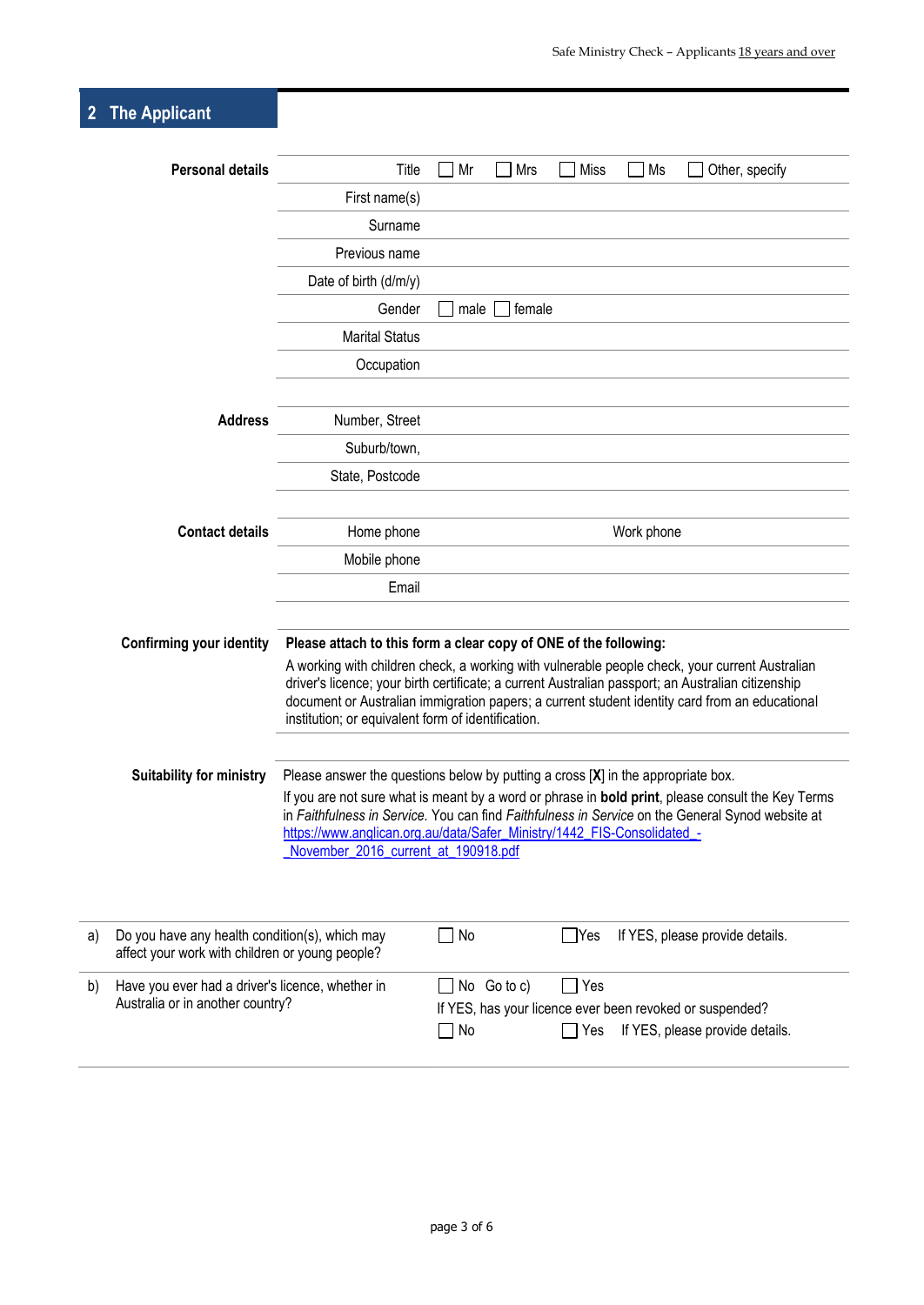## 2 The Applicant

**Personal details**

| | |
|---|---|
| Title | ☐ Mr ☐ Mrs ☐ Miss ☐ Ms ☐ Other, specify |
| First name(s) | |
| Surname | |
| Previous name | |
| Date of birth (d/m/y) | |
| Gender | ☐ male ☐ female |
| Marital Status | |
| Occupation | |

**Address**

| | |
|---|---|
| Number, Street | |
| Suburb/town, | |
| State, Postcode | |

**Contact details**

| | | | |
|---|---|---|---|
| Home phone | | Work phone | |
| Mobile phone | | | |
| Email | | | |

**Confirming your identity**

**Please attach to this form a clear copy of ONE of the following:**

A working with children check, a working with vulnerable people check, your current Australian driver's licence; your birth certificate; a current Australian passport; an Australian citizenship document or Australian immigration papers; a current student identity card from an educational institution; or equivalent form of identification.

**Suitability for ministry**

Please answer the questions below by putting a cross [**X**] in the appropriate box.

If you are not sure what is meant by a word or phrase in **bold print**, please consult the Key Terms in *Faithfulness in Service.* You can find *Faithfulness in Service* on the General Synod website at https://www.anglican.org.au/data/Safer_Ministry/1442_FIS-Consolidated_-_November_2016_current_at_190918.pdf

| | | | |
|---|---|---|---|
| a) | Do you have any health condition(s), which may affect your work with children or young people? | ☐ No | ☐ Yes If YES, please provide details. |
| b) | Have you ever had a driver's licence, whether in Australia or in another country? | ☐ No Go to c) | ☐ Yes |
| | If YES, has your licence ever been revoked or suspended? | ☐ No | ☐ Yes If YES, please provide details. |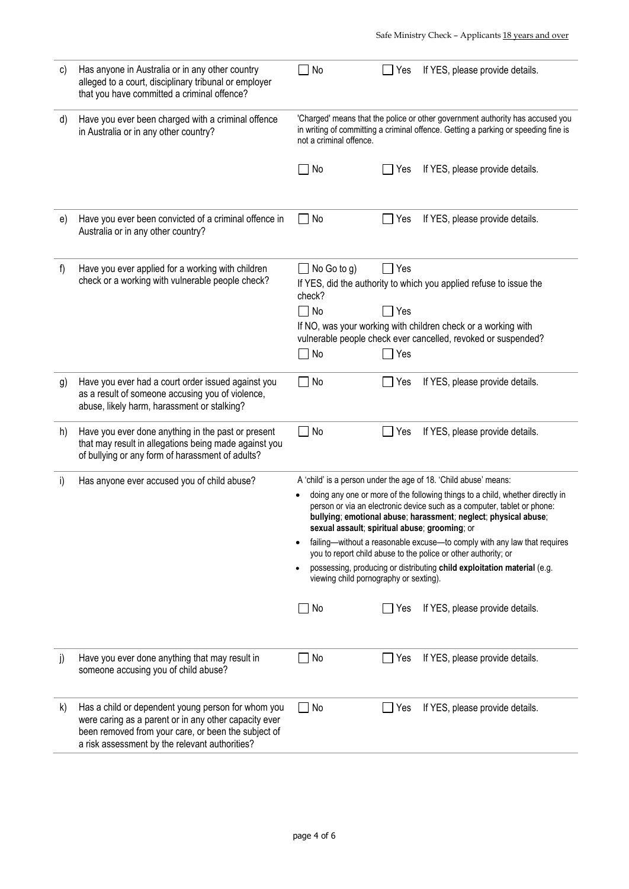| | Question | Response |
|---|---|---|
| c) | Has anyone in Australia or in any other country alleged to a court, disciplinary tribunal or employer that you have committed a criminal offence? | ☐ No ☐ Yes If YES, please provide details. |
| d) | Have you ever been charged with a criminal offence in Australia or in any other country? | 'Charged' means that the police or other government authority has accused you in writing of committing a criminal offence. Getting a parking or speeding fine is not a criminal offence.<br><br>☐ No ☐ Yes If YES, please provide details. |
| e) | Have you ever been convicted of a criminal offence in Australia or in any other country? | ☐ No ☐ Yes If YES, please provide details. |
| f) | Have you ever applied for a working with children check or a working with vulnerable people check? | ☐ No Go to g) ☐ Yes<br>If YES, did the authority to which you applied refuse to issue the check?<br>☐ No ☐ Yes<br>If NO, was your working with children check or a working with vulnerable people check ever cancelled, revoked or suspended?<br>☐ No ☐ Yes |
| g) | Have you ever had a court order issued against you as a result of someone accusing you of violence, abuse, likely harm, harassment or stalking? | ☐ No ☐ Yes If YES, please provide details. |
| h) | Have you ever done anything in the past or present that may result in allegations being made against you of bullying or any form of harassment of adults? | ☐ No ☐ Yes If YES, please provide details. |
| i) | Has anyone ever accused you of child abuse? | A 'child' is a person under the age of 18. 'Child abuse' means:<br>• doing any one or more of the following things to a child, whether directly in person or via an electronic device such as a computer, tablet or phone: **bullying**; **emotional abuse**; **harassment**; **neglect**; **physical abuse**; **sexual assault**; **spiritual abuse**; **grooming**; or<br>• failing—without a reasonable excuse—to comply with any law that requires you to report child abuse to the police or other authority; or<br>• possessing, producing or distributing **child exploitation material** (e.g. viewing child pornography or sexting).<br><br>☐ No ☐ Yes If YES, please provide details. |
| j) | Have you ever done anything that may result in someone accusing you of child abuse? | ☐ No ☐ Yes If YES, please provide details. |
| k) | Has a child or dependent young person for whom you were caring as a parent or in any other capacity ever been removed from your care, or been the subject of a risk assessment by the relevant authorities? | ☐ No ☐ Yes If YES, please provide details. |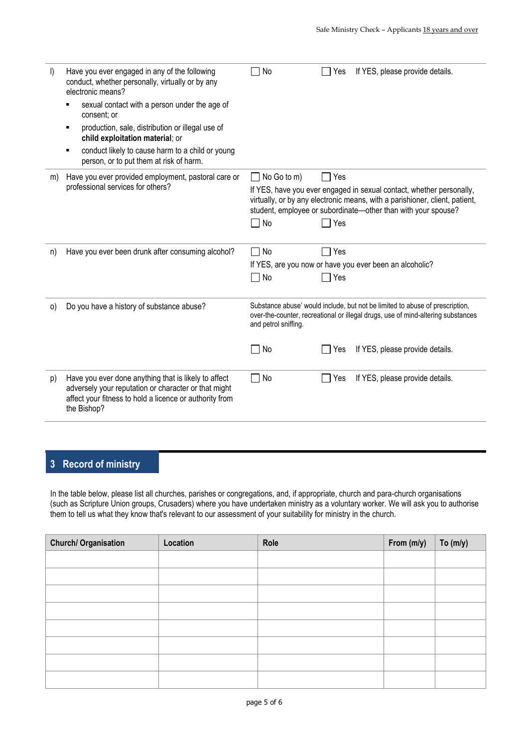| | Question | Response |
|---|---|---|
| l) | Have you ever engaged in any of the following conduct, whether personally, virtually or by any electronic means?<br>▪ sexual contact with a person under the age of consent; or<br>▪ production, sale, distribution or illegal use of **child exploitation material**; or<br>▪ conduct likely to cause harm to a child or young person, or to put them at risk of harm. | ☐ No ☐ Yes If YES, please provide details. |
| m) | Have you ever provided employment, pastoral care or professional services for others? | ☐ No Go to m) ☐ Yes<br>If YES, have you ever engaged in sexual contact, whether personally, virtually, or by any electronic means, with a parishioner, client, patient, student, employee or subordinate—other than with your spouse?<br>☐ No ☐ Yes |
| n) | Have you ever been drunk after consuming alcohol? | ☐ No ☐ Yes<br>If YES, are you now or have you ever been an alcoholic?<br>☐ No ☐ Yes |
| o) | Do you have a history of substance abuse? | Substance abuse' would include, but not be limited to abuse of prescription, over-the-counter, recreational or illegal drugs, use of mind-altering substances and petrol sniffing.<br>☐ No ☐ Yes If YES, please provide details. |
| p) | Have you ever done anything that is likely to affect adversely your reputation or character or that might affect your fitness to hold a licence or authority from the Bishop? | ☐ No ☐ Yes If YES, please provide details. |

## 3 Record of ministry

In the table below, please list all churches, parishes or congregations, and, if appropriate, church and para-church organisations (such as Scripture Union groups, Crusaders) where you have undertaken ministry as a voluntary worker. We will ask you to authorise them to tell us what they know that's relevant to our assessment of your suitability for ministry in the church.

| Church/ Organisation | Location | Role | From (m/y) | To (m/y) |
|---|---|---|---|---|
| | | | | |
| | | | | |
| | | | | |
| | | | | |
| | | | | |
| | | | | |
| | | | | |
| | | | | |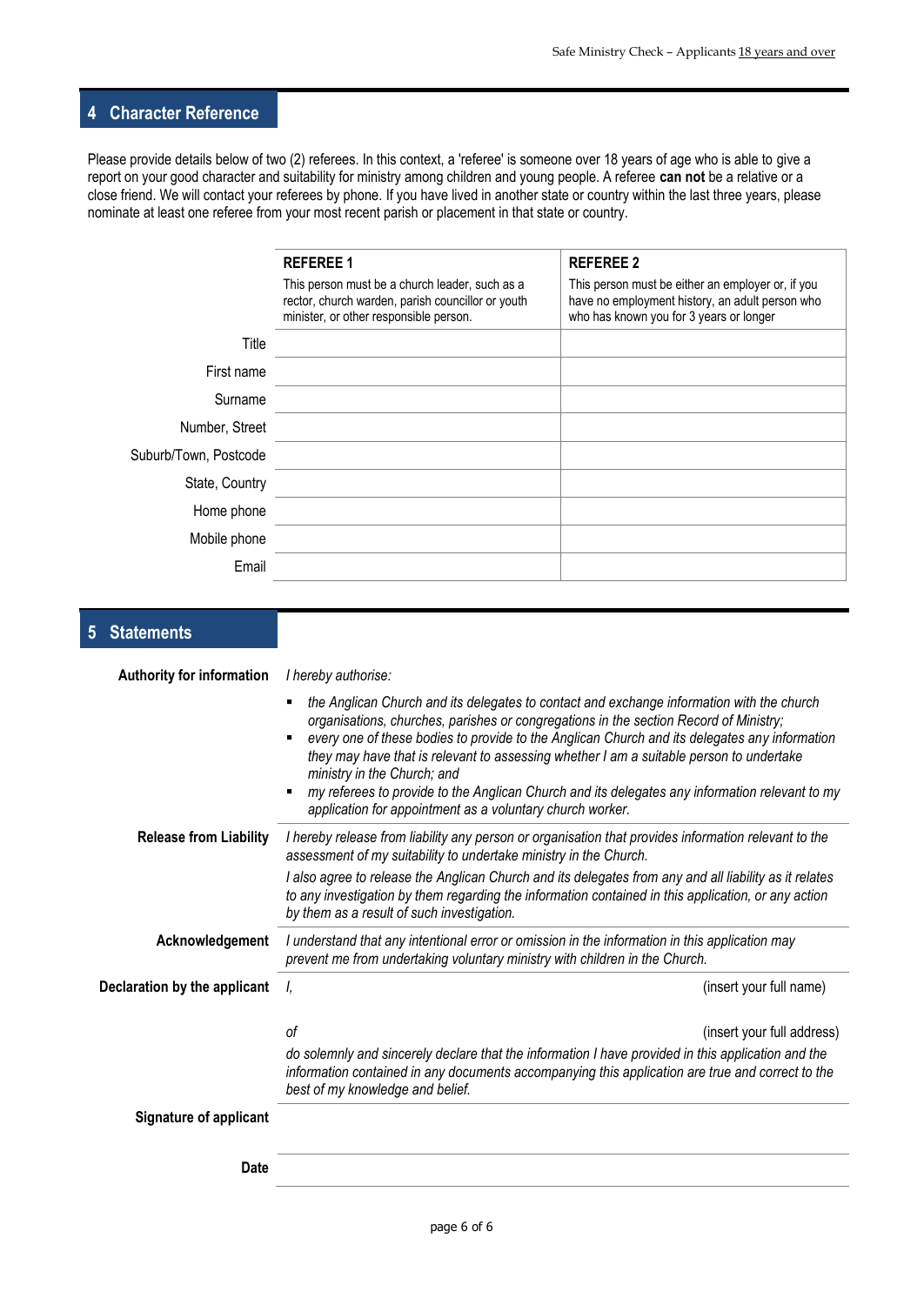## 4 Character Reference

Please provide details below of two (2) referees. In this context, a 'referee' is someone over 18 years of age who is able to give a report on your good character and suitability for ministry among children and young people. A referee **can not** be a relative or a close friend. We will contact your referees by phone. If you have lived in another state or country within the last three years, please nominate at least one referee from your most recent parish or placement in that state or country.

| | **REFEREE 1**<br>This person must be a church leader, such as a rector, church warden, parish councillor or youth minister, or other responsible person. | **REFEREE 2**<br>This person must be either an employer or, if you have no employment history, an adult person who has known you for 3 years or longer |
|---|---|---|
| Title | | |
| First name | | |
| Surname | | |
| Number, Street | | |
| Suburb/Town, Postcode | | |
| State, Country | | |
| Home phone | | |
| Mobile phone | | |
| Email | | |

## 5 Statements

**Authority for information**

*I hereby authorise:*

- *the Anglican Church and its delegates to contact and exchange information with the church organisations, churches, parishes or congregations in the section Record of Ministry;*
- *every one of these bodies to provide to the Anglican Church and its delegates any information they may have that is relevant to assessing whether I am a suitable person to undertake ministry in the Church; and*
- *my referees to provide to the Anglican Church and its delegates any information relevant to my application for appointment as a voluntary church worker.*

**Release from Liability**

*I hereby release from liability any person or organisation that provides information relevant to the assessment of my suitability to undertake ministry in the Church.*

*I also agree to release the Anglican Church and its delegates from any and all liability as it relates to any investigation by them regarding the information contained in this application, or any action by them as a result of such investigation.*

**Acknowledgement**

*I understand that any intentional error or omission in the information in this application may prevent me from undertaking voluntary ministry with children in the Church.*

**Declaration by the applicant**

*I,* (insert your full name)

*of* (insert your full address)

*do solemnly and sincerely declare that the information I have provided in this application and the information contained in any documents accompanying this application are true and correct to the best of my knowledge and belief.*

**Signature of applicant**

**Date**